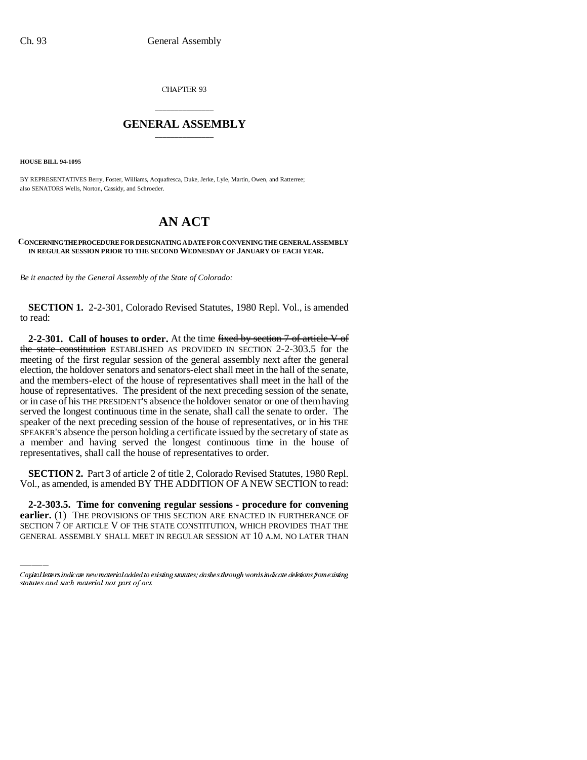CHAPTER 93

# GENERAL ASSEMBLY

**HOUSE BILL 94-1095**

BY REPRESENTATIVES Berry, Foster, Williams, Acquafresca, Duke, Jerke, Lyle, Martin, Owen, and Ratterree; also SENATORS Wells, Norton, Cassidy, and Schroeder.

# AN ACT

**CONCERNING THE PROCEDURE FOR DESIGNATING A DATE FOR CONVENING THE GENERAL ASSEMBLY IN REGULAR SESSION PRIOR TO THE SECOND WEDNESDAY OF JANUARY OF EACH YEAR.**

*Be it enacted by the General Assembly of the State of Colorado:*

**SECTION 1.** 2-2-301, Colorado Revised Statutes, 1980 Repl. Vol., is amended to read:

**2-2-301. Call of houses to order.** At the time ~~fixed by section 7 of article V of the state constitution~~ ESTABLISHED AS PROVIDED IN SECTION 2-2-303.5 for the meeting of the first regular session of the general assembly next after the general election, the holdover senators and senators-elect shall meet in the hall of the senate, and the members-elect of the house of representatives shall meet in the hall of the house of representatives. The president of the next preceding session of the senate, or in case of ~~his~~ THE PRESIDENT'S absence the holdover senator or one of them having served the longest continuous time in the senate, shall call the senate to order. The speaker of the next preceding session of the house of representatives, or in ~~his~~ THE SPEAKER'S absence the person holding a certificate issued by the secretary of state as a member and having served the longest continuous time in the house of representatives, shall call the house of representatives to order.

**SECTION 2.** Part 3 of article 2 of title 2, Colorado Revised Statutes, 1980 Repl. Vol., as amended, is amended BY THE ADDITION OF A NEW SECTION to read:

**2-2-303.5. Time for convening regular sessions - procedure for convening earlier.** (1) THE PROVISIONS OF THIS SECTION ARE ENACTED IN FURTHERANCE OF SECTION 7 OF ARTICLE V OF THE STATE CONSTITUTION, WHICH PROVIDES THAT THE GENERAL ASSEMBLY SHALL MEET IN REGULAR SESSION AT 10 A.M. NO LATER THAN

Capital letters indicate new material added to existing statutes; dashes through words indicate deletions from existing statutes and such material not part of act.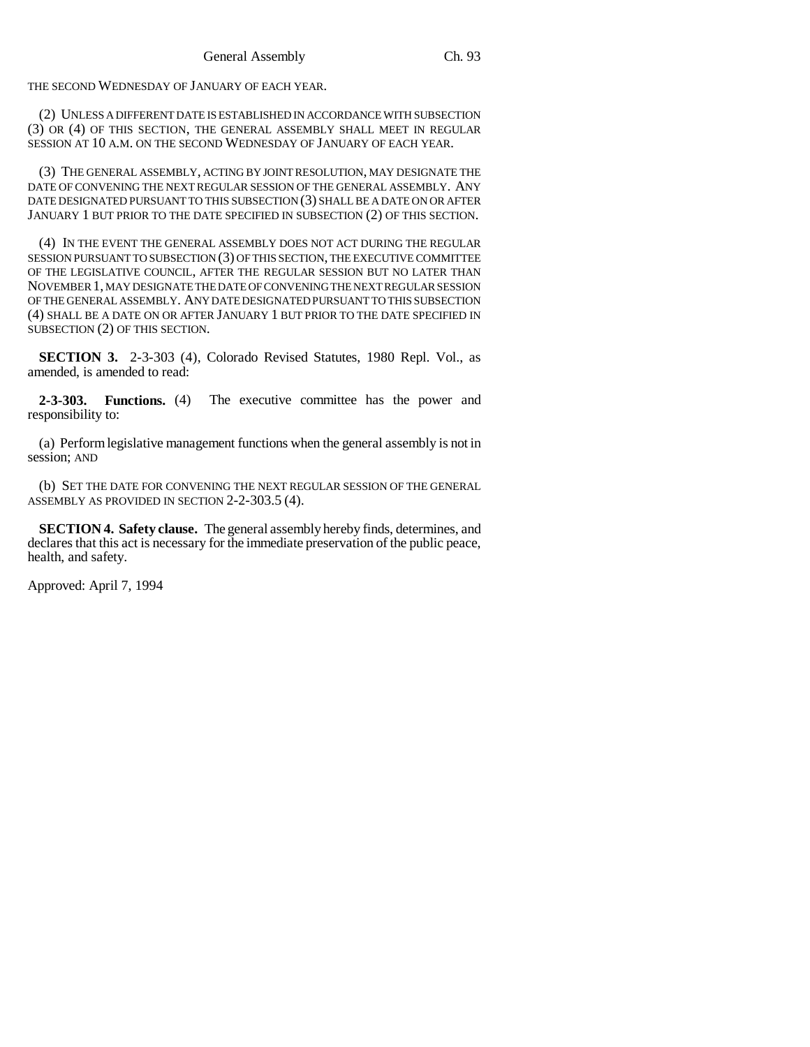THE SECOND WEDNESDAY OF JANUARY OF EACH YEAR.

(2) UNLESS A DIFFERENT DATE IS ESTABLISHED IN ACCORDANCE WITH SUBSECTION (3) OR (4) OF THIS SECTION, THE GENERAL ASSEMBLY SHALL MEET IN REGULAR SESSION AT 10 A.M. ON THE SECOND WEDNESDAY OF JANUARY OF EACH YEAR.

(3) THE GENERAL ASSEMBLY, ACTING BY JOINT RESOLUTION, MAY DESIGNATE THE DATE OF CONVENING THE NEXT REGULAR SESSION OF THE GENERAL ASSEMBLY. ANY DATE DESIGNATED PURSUANT TO THIS SUBSECTION (3) SHALL BE A DATE ON OR AFTER JANUARY 1 BUT PRIOR TO THE DATE SPECIFIED IN SUBSECTION (2) OF THIS SECTION.

(4) IN THE EVENT THE GENERAL ASSEMBLY DOES NOT ACT DURING THE REGULAR SESSION PURSUANT TO SUBSECTION (3) OF THIS SECTION, THE EXECUTIVE COMMITTEE OF THE LEGISLATIVE COUNCIL, AFTER THE REGULAR SESSION BUT NO LATER THAN NOVEMBER 1, MAY DESIGNATE THE DATE OF CONVENING THE NEXT REGULAR SESSION OF THE GENERAL ASSEMBLY. ANY DATE DESIGNATED PURSUANT TO THIS SUBSECTION (4) SHALL BE A DATE ON OR AFTER JANUARY 1 BUT PRIOR TO THE DATE SPECIFIED IN SUBSECTION (2) OF THIS SECTION.

**SECTION 3.** 2-3-303 (4), Colorado Revised Statutes, 1980 Repl. Vol., as amended, is amended to read:

**2-3-303. Functions.** (4) The executive committee has the power and responsibility to:

(a) Perform legislative management functions when the general assembly is not in session; AND

(b) SET THE DATE FOR CONVENING THE NEXT REGULAR SESSION OF THE GENERAL ASSEMBLY AS PROVIDED IN SECTION 2-2-303.5 (4).

**SECTION 4. Safety clause.** The general assembly hereby finds, determines, and declares that this act is necessary for the immediate preservation of the public peace, health, and safety.

Approved: April 7, 1994